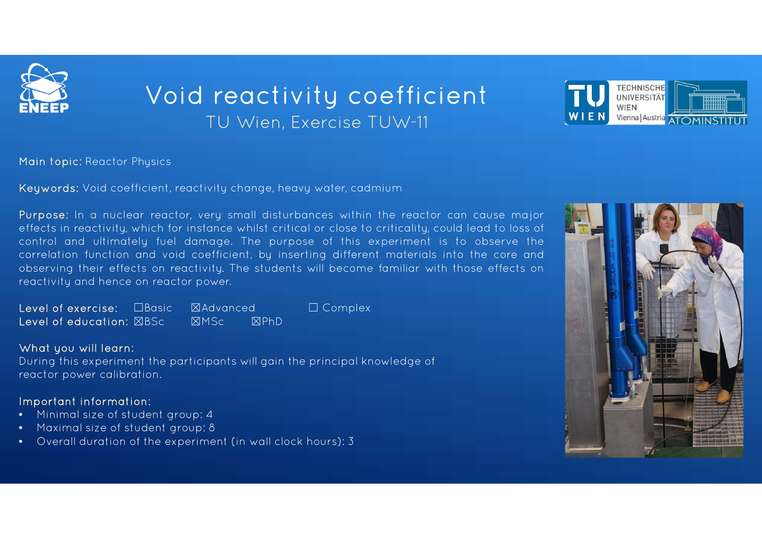# Void reactivity coefficient

## TU Wien, Exercise TUW-11

**Main topic:** Reactor Physics

**Keywords:** Void coefficient, reactivity change, heavy water, cadmium

**Purpose:** In a nuclear reactor, very small disturbances within the reactor can cause major effects in reactivity, which for instance whilst critical or close to criticality, could lead to loss of control and ultimately fuel damage. The purpose of this experiment is to observe the correlation function and void coefficient, by inserting different materials into the core and observing their effects on reactivity. The students will become familiar with those effects on reactivity and hence on reactor power.

**Level of exercise:** ☐Basic ☒Advanced ☐ Complex
**Level of education:** ☒BSc ☒MSc ☒PhD

**What you will learn:**
During this experiment the participants will gain the principal knowledge of reactor power calibration.

**Important information:**

- Minimal size of student group: 4
- Maximal size of student group: 8
- Overall duration of the experiment (in wall clock hours): 3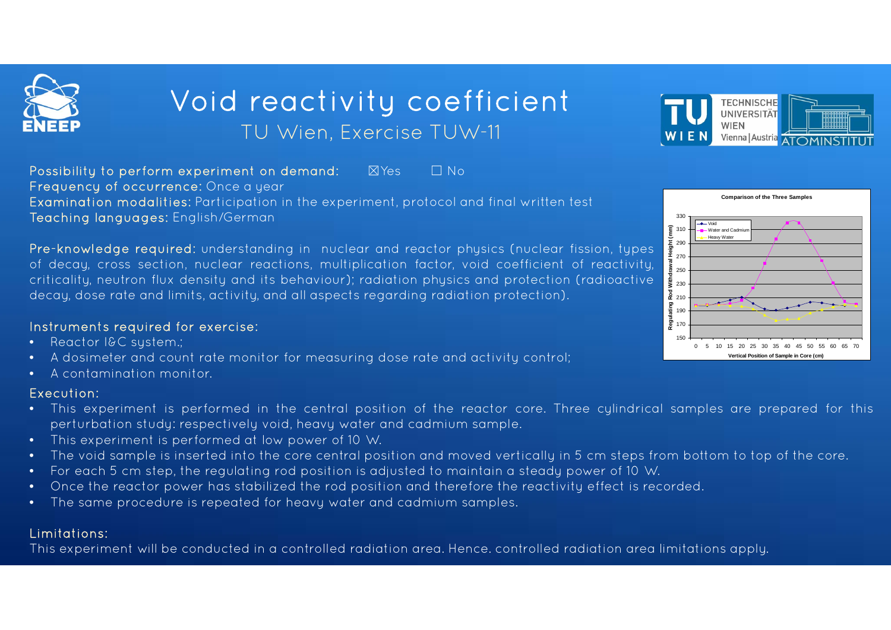ENEEP

# Void reactivity coefficient

## TU Wien, Exercise TUW-11

TU WIEN TECHNISCHE UNIVERSITÄT WIEN Vienna | Austria ATOMINSTITUT

**Possibility to perform experiment on demand:** ☒Yes ☐ No
**Frequency of occurrence:** Once a year
**Examination modalities:** Participation in the experiment, protocol and final written test
**Teaching languages:** English/German

**Pre-knowledge required:** understanding in nuclear and reactor physics (nuclear fission, types of decay, cross section, nuclear reactions, multiplication factor, void coefficient of reactivity, criticality, neutron flux density and its behaviour); radiation physics and protection (radioactive decay, dose rate and limits, activity, and all aspects regarding radiation protection).

Comparison of the Three Samples

Regulating Rod Withdrawal Height (mm)

330, 310, 290, 270, 250, 230, 210, 190, 170, 150

Void

Water and Cadmium

Heavy Water

Vertical Position of Sample in Core (cm)

0, 5, 10, 15, 20, 25, 30, 35, 40, 45, 50, 55, 60, 65, 70

### Instruments required for exercise:

- Reactor I&C system.;
- A dosimeter and count rate monitor for measuring dose rate and activity control;
- A contamination monitor.

### Execution:

- This experiment is performed in the central position of the reactor core. Three cylindrical samples are prepared for this perturbation study: respectively void, heavy water and cadmium sample.
- This experiment is performed at low power of 10 W.
- The void sample is inserted into the core central position and moved vertically in 5 cm steps from bottom to top of the core.
- For each 5 cm step, the regulating rod position is adjusted to maintain a steady power of 10 W.
- Once the reactor power has stabilized the rod position and therefore the reactivity effect is recorded.
- The same procedure is repeated for heavy water and cadmium samples.

### Limitations:

This experiment will be conducted in a controlled radiation area. Hence. controlled radiation area limitations apply.